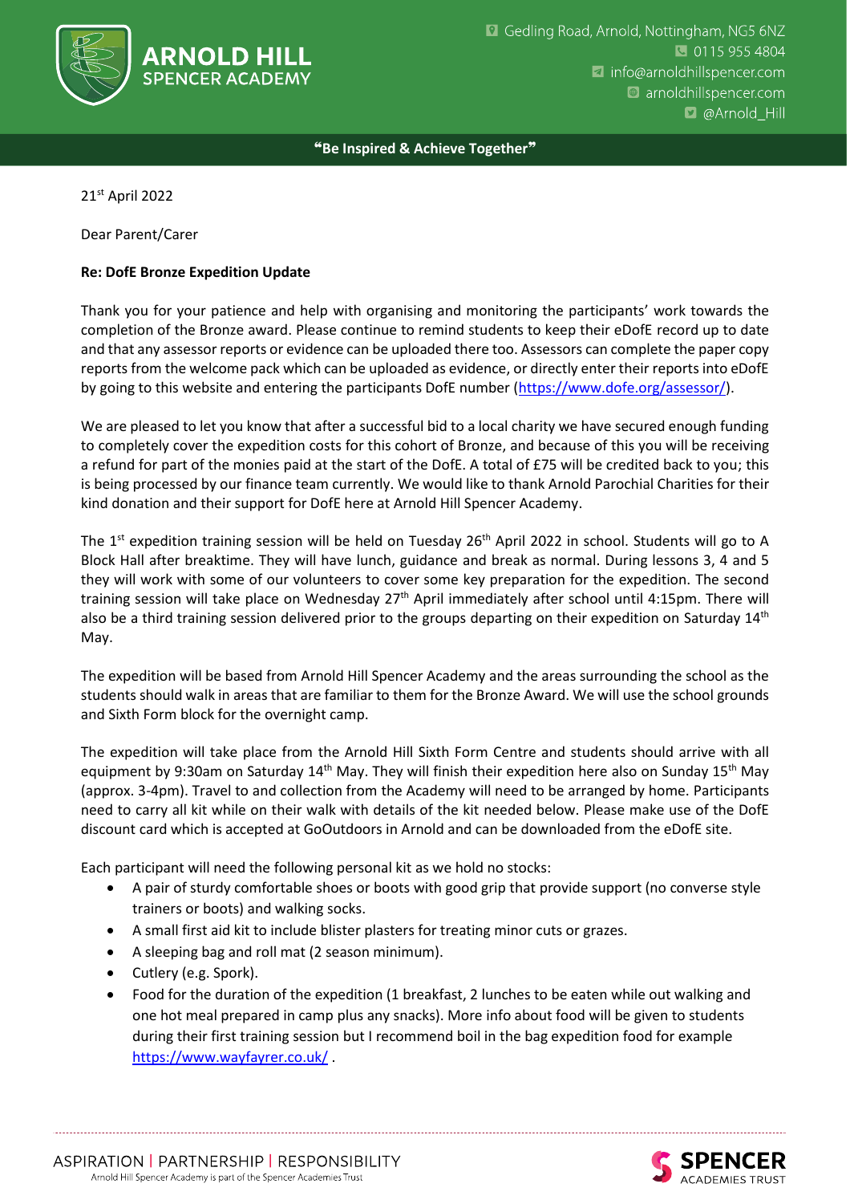ARNOLD HILL SPENCER ACADEMY

Gedling Road, Arnold, Nottingham, NG5 6NZ
0115 955 4804
info@arnoldhillspencer.com
arnoldhillspencer.com
@Arnold_Hill

**"Be Inspired & Achieve Together"**

21st April 2022

Dear Parent/Carer

**Re: DofE Bronze Expedition Update**

Thank you for your patience and help with organising and monitoring the participants' work towards the completion of the Bronze award. Please continue to remind students to keep their eDofE record up to date and that any assessor reports or evidence can be uploaded there too. Assessors can complete the paper copy reports from the welcome pack which can be uploaded as evidence, or directly enter their reports into eDofE by going to this website and entering the participants DofE number (https://www.dofe.org/assessor/).

We are pleased to let you know that after a successful bid to a local charity we have secured enough funding to completely cover the expedition costs for this cohort of Bronze, and because of this you will be receiving a refund for part of the monies paid at the start of the DofE. A total of £75 will be credited back to you; this is being processed by our finance team currently. We would like to thank Arnold Parochial Charities for their kind donation and their support for DofE here at Arnold Hill Spencer Academy.

The 1st expedition training session will be held on Tuesday 26th April 2022 in school. Students will go to A Block Hall after breaktime. They will have lunch, guidance and break as normal. During lessons 3, 4 and 5 they will work with some of our volunteers to cover some key preparation for the expedition. The second training session will take place on Wednesday 27th April immediately after school until 4:15pm. There will also be a third training session delivered prior to the groups departing on their expedition on Saturday 14th May.

The expedition will be based from Arnold Hill Spencer Academy and the areas surrounding the school as the students should walk in areas that are familiar to them for the Bronze Award. We will use the school grounds and Sixth Form block for the overnight camp.

The expedition will take place from the Arnold Hill Sixth Form Centre and students should arrive with all equipment by 9:30am on Saturday 14th May. They will finish their expedition here also on Sunday 15th May (approx. 3-4pm). Travel to and collection from the Academy will need to be arranged by home. Participants need to carry all kit while on their walk with details of the kit needed below. Please make use of the DofE discount card which is accepted at GoOutdoors in Arnold and can be downloaded from the eDofE site.

Each participant will need the following personal kit as we hold no stocks:

- A pair of sturdy comfortable shoes or boots with good grip that provide support (no converse style trainers or boots) and walking socks.
- A small first aid kit to include blister plasters for treating minor cuts or grazes.
- A sleeping bag and roll mat (2 season minimum).
- Cutlery (e.g. Spork).
- Food for the duration of the expedition (1 breakfast, 2 lunches to be eaten while out walking and one hot meal prepared in camp plus any snacks). More info about food will be given to students during their first training session but I recommend boil in the bag expedition food for example https://www.wayfayrer.co.uk/ .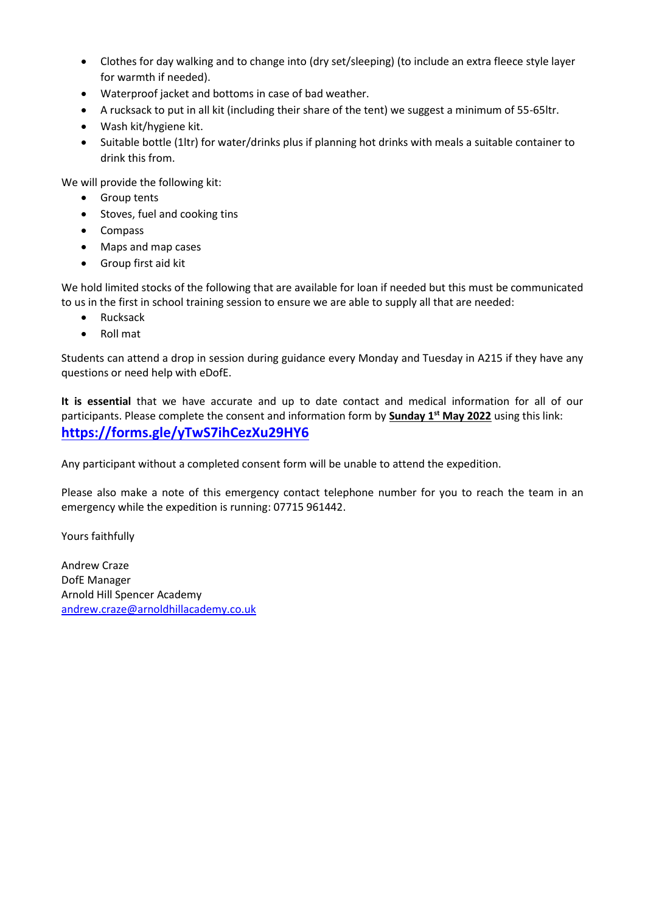- Clothes for day walking and to change into (dry set/sleeping) (to include an extra fleece style layer for warmth if needed).
- Waterproof jacket and bottoms in case of bad weather.
- A rucksack to put in all kit (including their share of the tent) we suggest a minimum of 55-65ltr.
- Wash kit/hygiene kit.
- Suitable bottle (1ltr) for water/drinks plus if planning hot drinks with meals a suitable container to drink this from.

We will provide the following kit:

- Group tents
- Stoves, fuel and cooking tins
- Compass
- Maps and map cases
- Group first aid kit

We hold limited stocks of the following that are available for loan if needed but this must be communicated to us in the first in school training session to ensure we are able to supply all that are needed:

- Rucksack
- Roll mat

Students can attend a drop in session during guidance every Monday and Tuesday in A215 if they have any questions or need help with eDofE.

**It is essential** that we have accurate and up to date contact and medical information for all of our participants. Please complete the consent and information form by **Sunday 1st May 2022** using this link:

**https://forms.gle/yTwS7ihCezXu29HY6**

Any participant without a completed consent form will be unable to attend the expedition.

Please also make a note of this emergency contact telephone number for you to reach the team in an emergency while the expedition is running: 07715 961442.

Yours faithfully

Andrew Craze
DofE Manager
Arnold Hill Spencer Academy
andrew.craze@arnoldhillacademy.co.uk